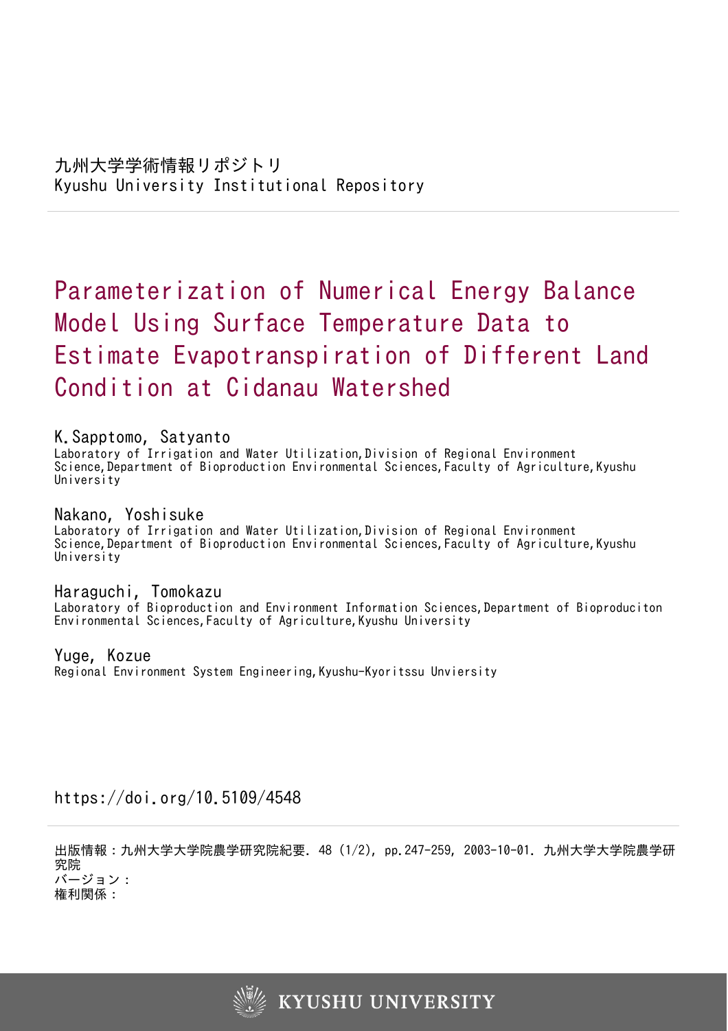九州大学学術情報リポジトリ
Kyushu University Institutional Repository

# Parameterization of Numerical Energy Balance Model Using Surface Temperature Data to Estimate Evapotranspiration of Different Land Condition at Cidanau Watershed

**K.Sapptomo, Satyanto**
Laboratory of Irrigation and Water Utilization, Division of Regional Environment Science, Department of Bioproduction Environmental Sciences, Faculty of Agriculture, Kyushu University

**Nakano, Yoshisuke**
Laboratory of Irrigation and Water Utilization, Division of Regional Environment Science, Department of Bioproduction Environmental Sciences, Faculty of Agriculture, Kyushu University

**Haraguchi, Tomokazu**
Laboratory of Bioproduction and Environment Information Sciences, Department of Bioproduciton Environmental Sciences, Faculty of Agriculture, Kyushu University

**Yuge, Kozue**
Regional Environment System Engineering, Kyushu-Kyoritssu Unviersity

https://doi.org/10.5109/4548

出版情報：九州大学大学院農学研究院紀要. 48 (1/2), pp.247-259, 2003-10-01. 九州大学大学院農学研究院
バージョン：
権利関係：

KYUSHU UNIVERSITY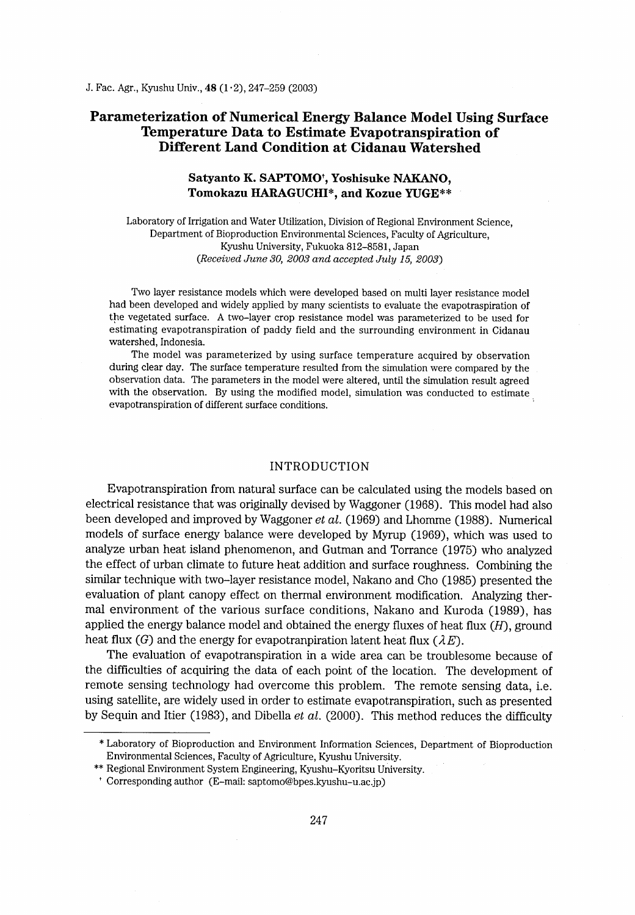# Parameterization of Numerical Energy Balance Model Using Surface Temperature Data to Estimate Evapotranspiration of Different Land Condition at Cidanau Watershed

**Satyanto K. SAPTOMO†, Yoshisuke NAKANO, Tomokazu HARAGUCHI\*, and Kozue YUGE\*\***

Laboratory of Irrigation and Water Utilization, Division of Regional Environment Science, Department of Bioproduction Environmental Sciences, Faculty of Agriculture, Kyushu University, Fukuoka 812–8581, Japan
*(Received June 30, 2003 and accepted July 15, 2003)*

Two layer resistance models which were developed based on multi layer resistance model had been developed and widely applied by many scientists to evaluate the evapotraspiration of the vegetated surface. A two-layer crop resistance model was parameterized to be used for estimating evapotranspiration of paddy field and the surrounding environment in Cidanau watershed, Indonesia.

The model was parameterized by using surface temperature acquired by observation during clear day. The surface temperature resulted from the simulation were compared by the observation data. The parameters in the model were altered, until the simulation result agreed with the observation. By using the modified model, simulation was conducted to estimate evapotranspiration of different surface conditions.

## INTRODUCTION

Evapotranspiration from natural surface can be calculated using the models based on electrical resistance that was originally devised by Waggoner (1968). This model had also been developed and improved by Waggoner *et al.* (1969) and Lhomme (1988). Numerical models of surface energy balance were developed by Myrup (1969), which was used to analyze urban heat island phenomenon, and Gutman and Torrance (1975) who analyzed the effect of urban climate to future heat addition and surface roughness. Combining the similar technique with two-layer resistance model, Nakano and Cho (1985) presented the evaluation of plant canopy effect on thermal environment modification. Analyzing thermal environment of the various surface conditions, Nakano and Kuroda (1989), has applied the energy balance model and obtained the energy fluxes of heat flux ($H$), ground heat flux ($G$) and the energy for evapotranpiration latent heat flux ($\lambda E$).

The evaluation of evapotranspiration in a wide area can be troublesome because of the difficulties of acquiring the data of each point of the location. The development of remote sensing technology had overcome this problem. The remote sensing data, i.e. using satellite, are widely used in order to estimate evapotranspiration, such as presented by Sequin and Itier (1983), and Dibella *et al.* (2000). This method reduces the difficulty

---

\* Laboratory of Bioproduction and Environment Information Sciences, Department of Bioproduction Environmental Sciences, Faculty of Agriculture, Kyushu University.

\*\* Regional Environment System Engineering, Kyushu-Kyoritsu University.

† Corresponding author (E-mail: saptomo@bpes.kyushu-u.ac.jp)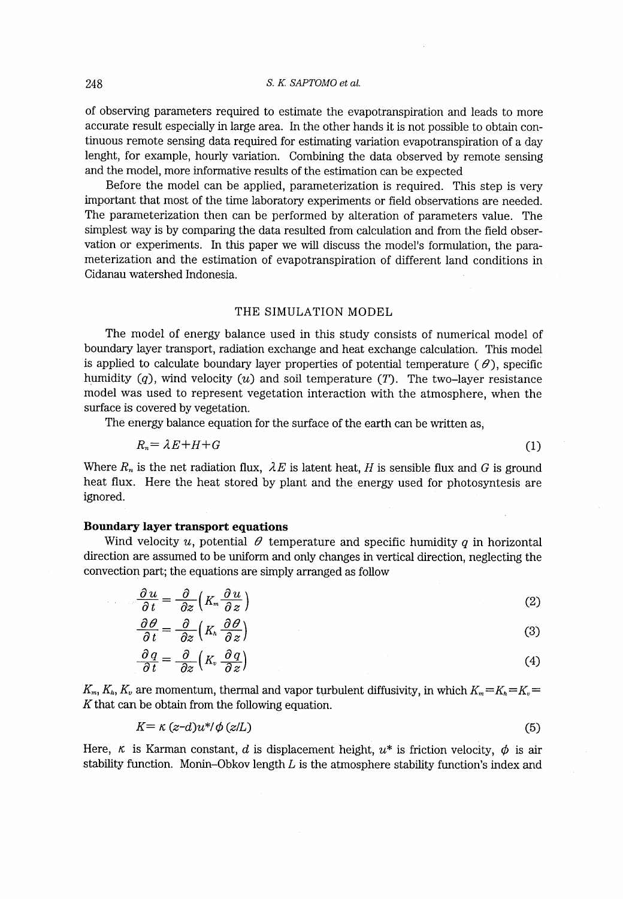of observing parameters required to estimate the evapotranspiration and leads to more accurate result especially in large area. In the other hands it is not possible to obtain continuous remote sensing data required for estimating variation evapotranspiration of a day lenght, for example, hourly variation. Combining the data observed by remote sensing and the model, more informative results of the estimation can be expected

Before the model can be applied, parameterization is required. This step is very important that most of the time laboratory experiments or field observations are needed. The parameterization then can be performed by alteration of parameters value. The simplest way is by comparing the data resulted from calculation and from the field observation or experiments. In this paper we will discuss the model's formulation, the parameterization and the estimation of evapotranspiration of different land conditions in Cidanau watershed Indonesia.

## THE SIMULATION MODEL

The model of energy balance used in this study consists of numerical model of boundary layer transport, radiation exchange and heat exchange calculation. This model is applied to calculate boundary layer properties of potential temperature ($\theta$), specific humidity ($q$), wind velocity ($u$) and soil temperature ($T$). The two–layer resistance model was used to represent vegetation interaction with the atmosphere, when the surface is covered by vegetation.

The energy balance equation for the surface of the earth can be written as,

$$R_n = \lambda E + H + G \tag{1}$$

Where $R_n$ is the net radiation flux, $\lambda E$ is latent heat, $H$ is sensible flux and $G$ is ground heat flux. Here the heat stored by plant and the energy used for photosyntesis are ignored.

### Boundary layer transport equations

Wind velocity $u$, potential $\theta$ temperature and specific humidity $q$ in horizontal direction are assumed to be uniform and only changes in vertical direction, neglecting the convection part; the equations are simply arranged as follow

$$\frac{\partial u}{\partial t} = \frac{\partial}{\partial z}\left(K_m \frac{\partial u}{\partial z}\right) \tag{2}$$

$$\frac{\partial \theta}{\partial t} = \frac{\partial}{\partial z}\left(K_h \frac{\partial \theta}{\partial z}\right) \tag{3}$$

$$\frac{\partial q}{\partial t} = \frac{\partial}{\partial z}\left(K_v \frac{\partial q}{\partial z}\right) \tag{4}$$

$K_m$, $K_h$, $K_v$ are momentum, thermal and vapor turbulent diffusivity, in which $K_m = K_h = K_v = K$ that can be obtain from the following equation.

$$K = \kappa\,(z-d)u^{*}/\phi\,(z/L) \tag{5}$$

Here, $\kappa$ is Karman constant, $d$ is displacement height, $u^{*}$ is friction velocity, $\phi$ is air stability function. Monin–Obkov length $L$ is the atmosphere stability function's index and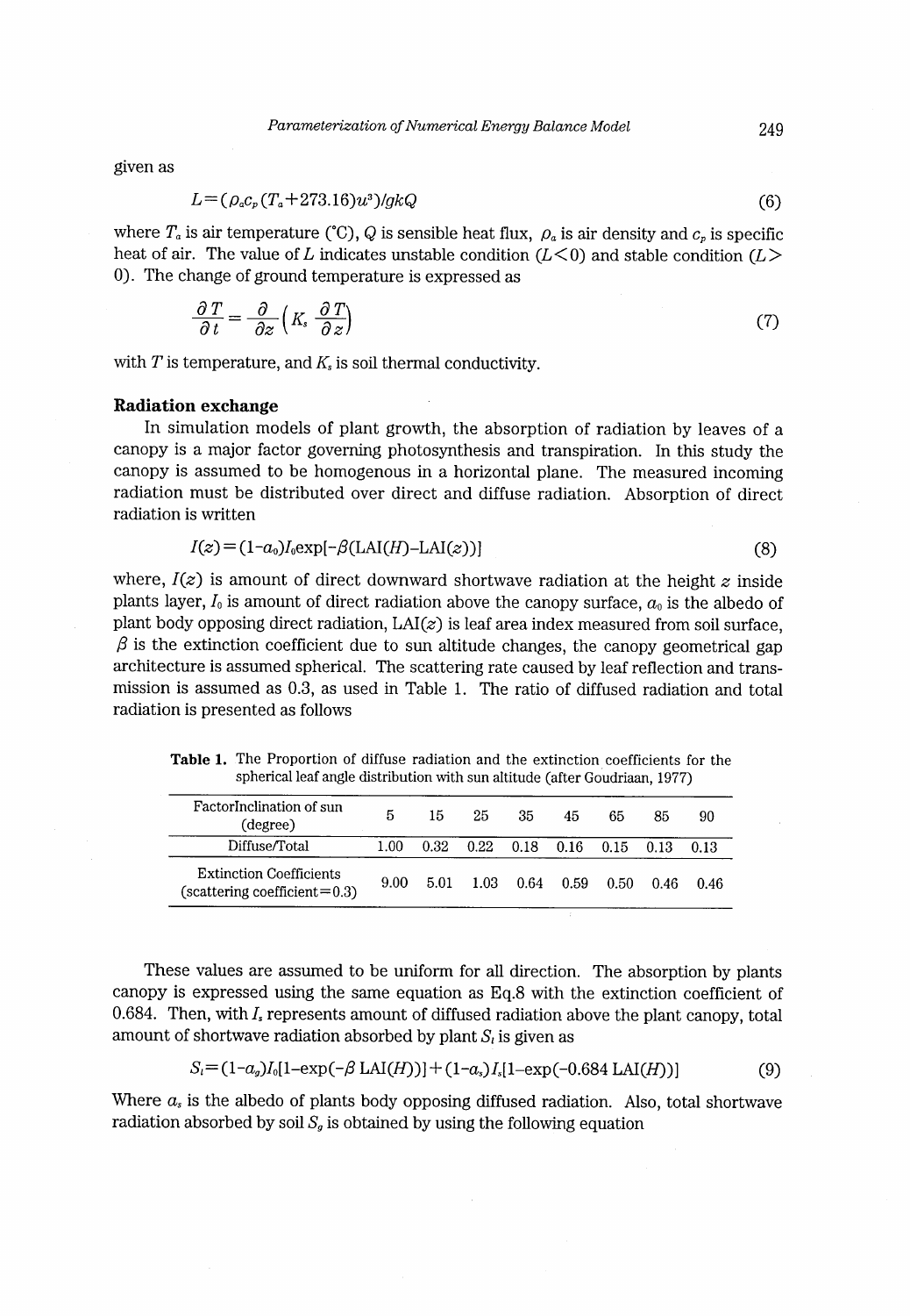given as

$$L = (\rho_a c_p (T_a + 273.16) u^3)/gkQ \tag{6}$$

where $T_a$ is air temperature (°C), $Q$ is sensible heat flux, $\rho_a$ is air density and $c_p$ is specific heat of air. The value of $L$ indicates unstable condition ($L<0$) and stable condition ($L>0$). The change of ground temperature is expressed as

$$\frac{\partial T}{\partial t} = \frac{\partial}{\partial z}\left(K_s \frac{\partial T}{\partial z}\right) \tag{7}$$

with $T$ is temperature, and $K_s$ is soil thermal conductivity.

### Radiation exchange

In simulation models of plant growth, the absorption of radiation by leaves of a canopy is a major factor governing photosynthesis and transpiration. In this study the canopy is assumed to be homogenous in a horizontal plane. The measured incoming radiation must be distributed over direct and diffuse radiation. Absorption of direct radiation is written

$$I(z) = (1-a_0) I_0 \exp[-\beta(\mathrm{LAI}(H) - \mathrm{LAI}(z))] \tag{8}$$

where, $I(z)$ is amount of direct downward shortwave radiation at the height $z$ inside plants layer, $I_0$ is amount of direct radiation above the canopy surface, $a_0$ is the albedo of plant body opposing direct radiation, $\mathrm{LAI}(z)$ is leaf area index measured from soil surface, $\beta$ is the extinction coefficient due to sun altitude changes, the canopy geometrical gap architecture is assumed spherical. The scattering rate caused by leaf reflection and transmission is assumed as 0.3, as used in Table 1. The ratio of diffused radiation and total radiation is presented as follows

**Table 1.** The Proportion of diffuse radiation and the extinction coefficients for the spherical leaf angle distribution with sun altitude (after Goudriaan, 1977)

| FactorInclination of sun (degree) | 5 | 15 | 25 | 35 | 45 | 65 | 85 | 90 |
|---|---|---|---|---|---|---|---|---|
| Diffuse/Total | 1.00 | 0.32 | 0.22 | 0.18 | 0.16 | 0.15 | 0.13 | 0.13 |
| Extinction Coefficients (scattering coefficient = 0.3) | 9.00 | 5.01 | 1.03 | 0.64 | 0.59 | 0.50 | 0.46 | 0.46 |

These values are assumed to be uniform for all direction. The absorption by plants canopy is expressed using the same equation as Eq.8 with the extinction coefficient of 0.684. Then, with $I_s$ represents amount of diffused radiation above the plant canopy, total amount of shortwave radiation absorbed by plant $S_l$ is given as

$$S_l = (1-a_g) I_0 [1 - \exp(-\beta\, \mathrm{LAI}(H))] + (1-a_s) I_s [1 - \exp(-0.684\, \mathrm{LAI}(H))] \tag{9}$$

Where $a_s$ is the albedo of plants body opposing diffused radiation. Also, total shortwave radiation absorbed by soil $S_g$ is obtained by using the following equation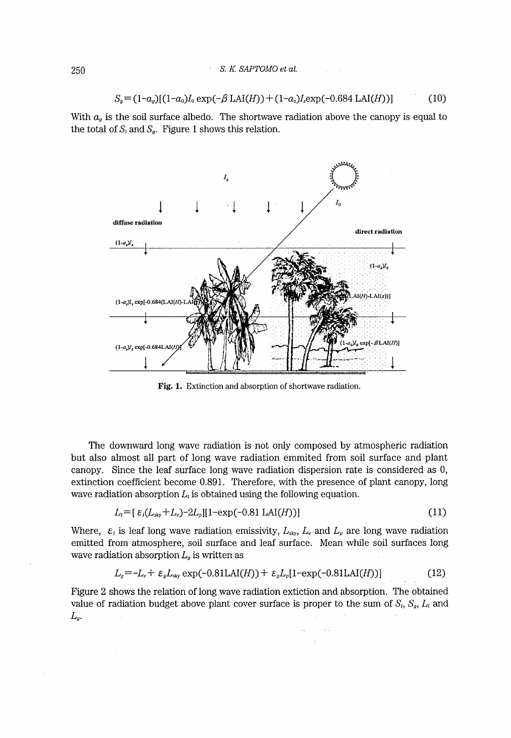$$S_g = (1\text{-}a_g)[(1\text{-}a_0)I_0 \exp(-\beta\,\mathrm{LAI}(H)) + (1\text{-}a_s)I_s \exp(-0.684\,\mathrm{LAI}(H))] \quad (10)$$

With $a_g$ is the soil surface albedo. The shortwave radiation above the canopy is equal to the total of $S_l$ and $S_g$. Figure 1 shows this relation.

**Fig. 1.** Extinction and absorption of shortwave radiation.

The downward long wave radiation is not only composed by atmospheric radiation but also almost all part of long wave radiation emmited from soil surface and plant canopy. Since the leaf surface long wave radiation dispersion rate is considered as 0, extinction coefficient become 0.891. Therefore, with the presence of plant canopy, long wave radiation absorption $L_l$ is obtained using the following equation.

$$L_l = [\,\varepsilon_l(L_{sky} + L_e) - 2L_p][1 - \exp(-0.81\,\mathrm{LAI}(H))] \quad (11)$$

Where, $\varepsilon_l$ is leaf long wave radiation emissivity, $L_{sky}$, $L_e$ and $L_p$ are long wave radiation emitted from atmosphere, soil surface and leaf surface. Mean while soil surfaces long wave radiation absorption $L_g$ is written as

$$L_g = -L_e + \varepsilon_g L_{sky} \exp(-0.81\mathrm{LAI}(H)) + \varepsilon_g L_p[1 - \exp(-0.81\mathrm{LAI}(H))] \quad (12)$$

Figure 2 shows the relation of long wave radiation extiction and absorption. The obtained value of radiation budget above plant cover surface is proper to the sum of $S_l$, $S_g$, $L_l$ and $L_g$.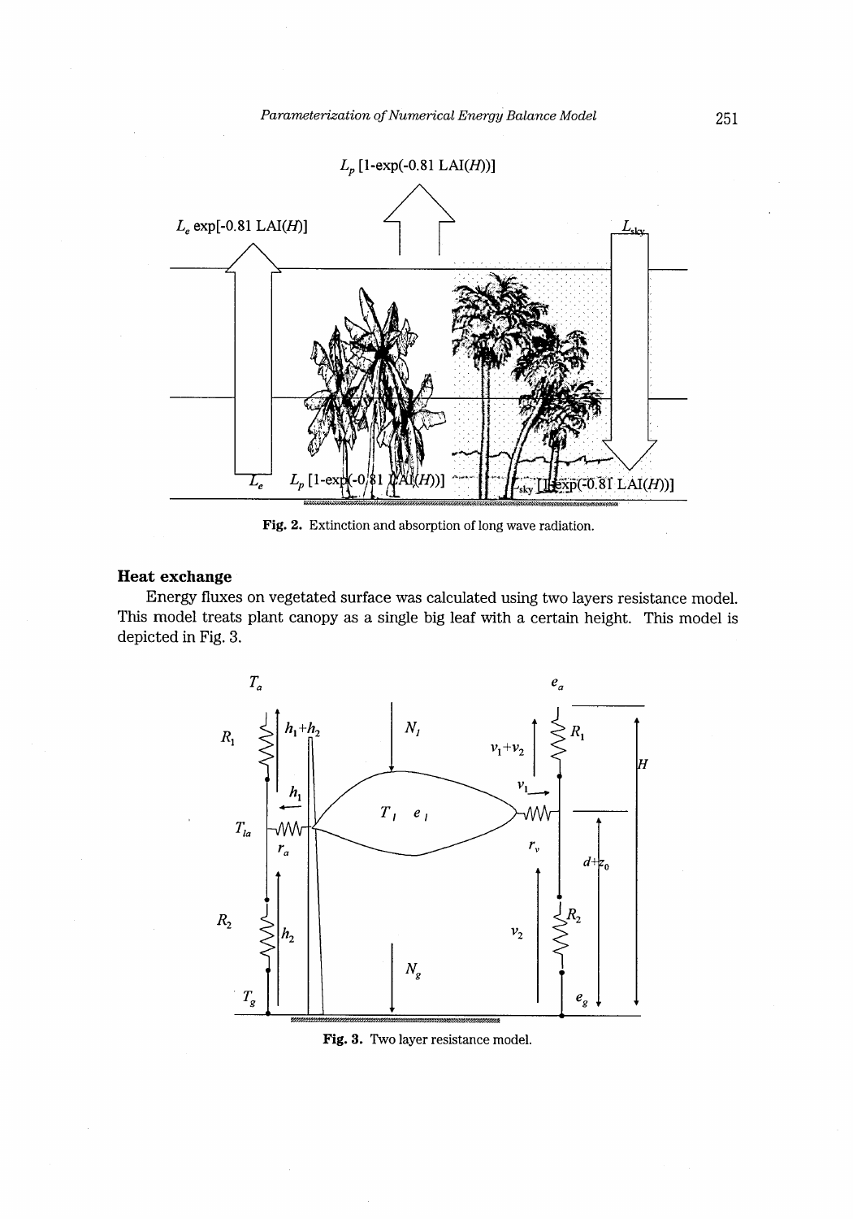Fig. 2. Extinction and absorption of long wave radiation.

### Heat exchange

Energy fluxes on vegetated surface was calculated using two layers resistance model. This model treats plant canopy as a single big leaf with a certain height. This model is depicted in Fig. 3.

Fig. 3. Two layer resistance model.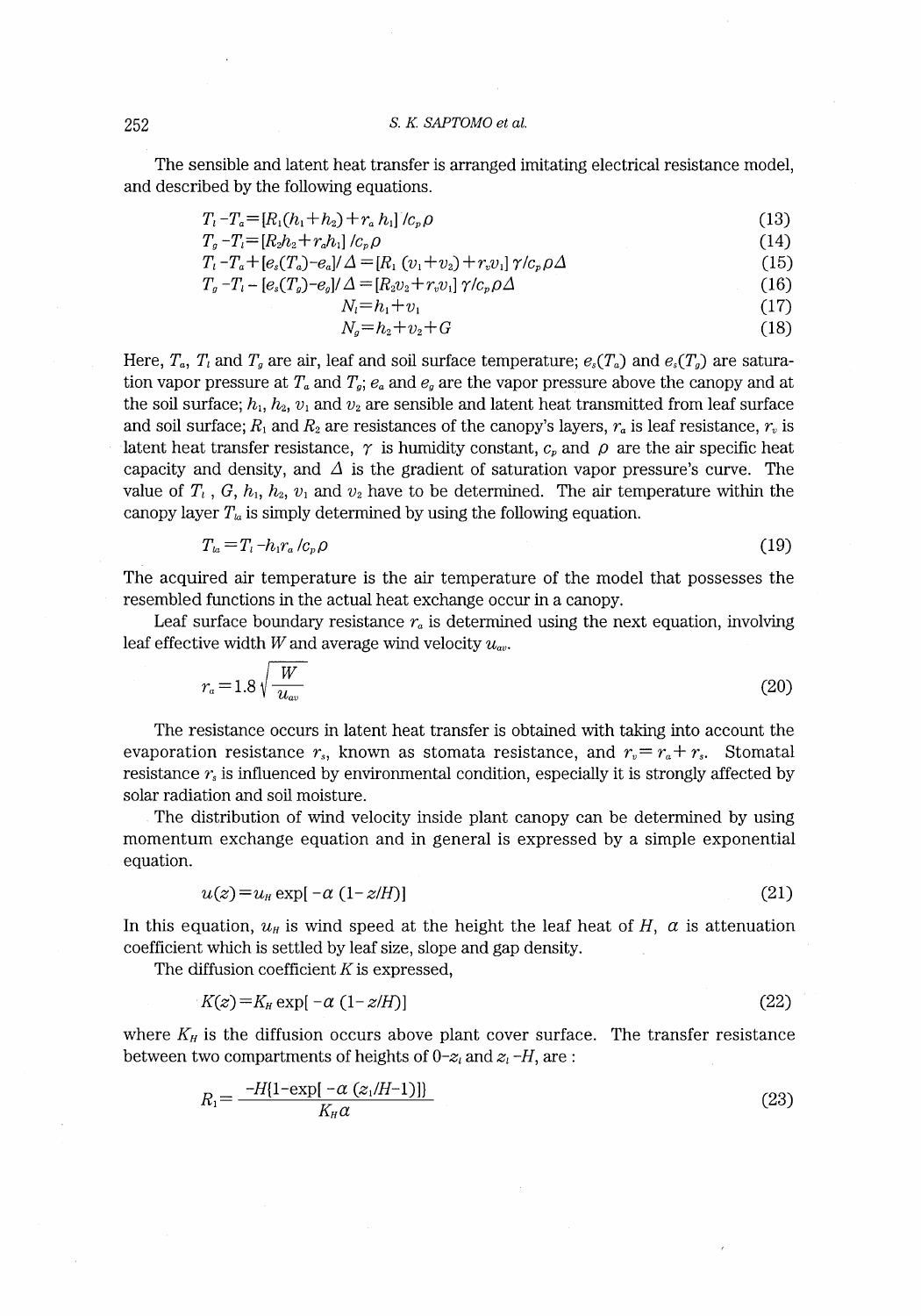The sensible and latent heat transfer is arranged imitating electrical resistance model, and described by the following equations.

$$T_l - T_a = [R_1(h_1 + h_2) + r_a h_1] / c_p \rho \tag{13}$$

$$T_g - T_l = [R_2 h_2 + r_a h_1] / c_p \rho \tag{14}$$

$$T_l - T_a + [e_s(T_a) - e_a] / \Delta = [R_1 (v_1 + v_2) + r_v v_1] \gamma / c_p \rho \Delta \tag{15}$$

$$T_g - T_l - [e_s(T_g) - e_g] / \Delta = [R_2 v_2 + r_v v_1] \gamma / c_p \rho \Delta \tag{16}$$

$$N_l = h_1 + v_1 \tag{17}$$

$$N_g = h_2 + v_2 + G \tag{18}$$

Here, $T_a$, $T_l$ and $T_g$ are air, leaf and soil surface temperature; $e_s(T_a)$ and $e_s(T_g)$ are saturation vapor pressure at $T_a$ and $T_g$; $e_a$ and $e_g$ are the vapor pressure above the canopy and at the soil surface; $h_1$, $h_2$, $v_1$ and $v_2$ are sensible and latent heat transmitted from leaf surface and soil surface; $R_1$ and $R_2$ are resistances of the canopy's layers, $r_a$ is leaf resistance, $r_v$ is latent heat transfer resistance, $\gamma$ is humidity constant, $c_p$ and $\rho$ are the air specific heat capacity and density, and $\Delta$ is the gradient of saturation vapor pressure's curve. The value of $T_l$ , $G$, $h_1$, $h_2$, $v_1$ and $v_2$ have to be determined. The air temperature within the canopy layer $T_{la}$ is simply determined by using the following equation.

$$T_{la} = T_l - h_1 r_a / c_p \rho \tag{19}$$

The acquired air temperature is the air temperature of the model that possesses the resembled functions in the actual heat exchange occur in a canopy.

Leaf surface boundary resistance $r_a$ is determined using the next equation, involving leaf effective width $W$ and average wind velocity $u_{av}$.

$$r_a = 1.8 \sqrt{\frac{W}{u_{av}}} \tag{20}$$

The resistance occurs in latent heat transfer is obtained with taking into account the evaporation resistance $r_s$, known as stomata resistance, and $r_v = r_a + r_s$. Stomatal resistance $r_s$ is influenced by environmental condition, especially it is strongly affected by solar radiation and soil moisture.

The distribution of wind velocity inside plant canopy can be determined by using momentum exchange equation and in general is expressed by a simple exponential equation.

$$u(z) = u_H \exp[-\alpha (1 - z/H)] \tag{21}$$

In this equation, $u_H$ is wind speed at the height the leaf heat of $H$, $\alpha$ is attenuation coefficient which is settled by leaf size, slope and gap density.

The diffusion coefficient $K$ is expressed,

$$K(z) = K_H \exp[-\alpha (1 - z/H)] \tag{22}$$

where $K_H$ is the diffusion occurs above plant cover surface. The transfer resistance between two compartments of heights of $0 - z_l$ and $z_l - H$, are :

$$R_1 = \frac{-H\{1 - \exp[-\alpha (z_1/H - 1)]\}}{K_H \alpha} \tag{23}$$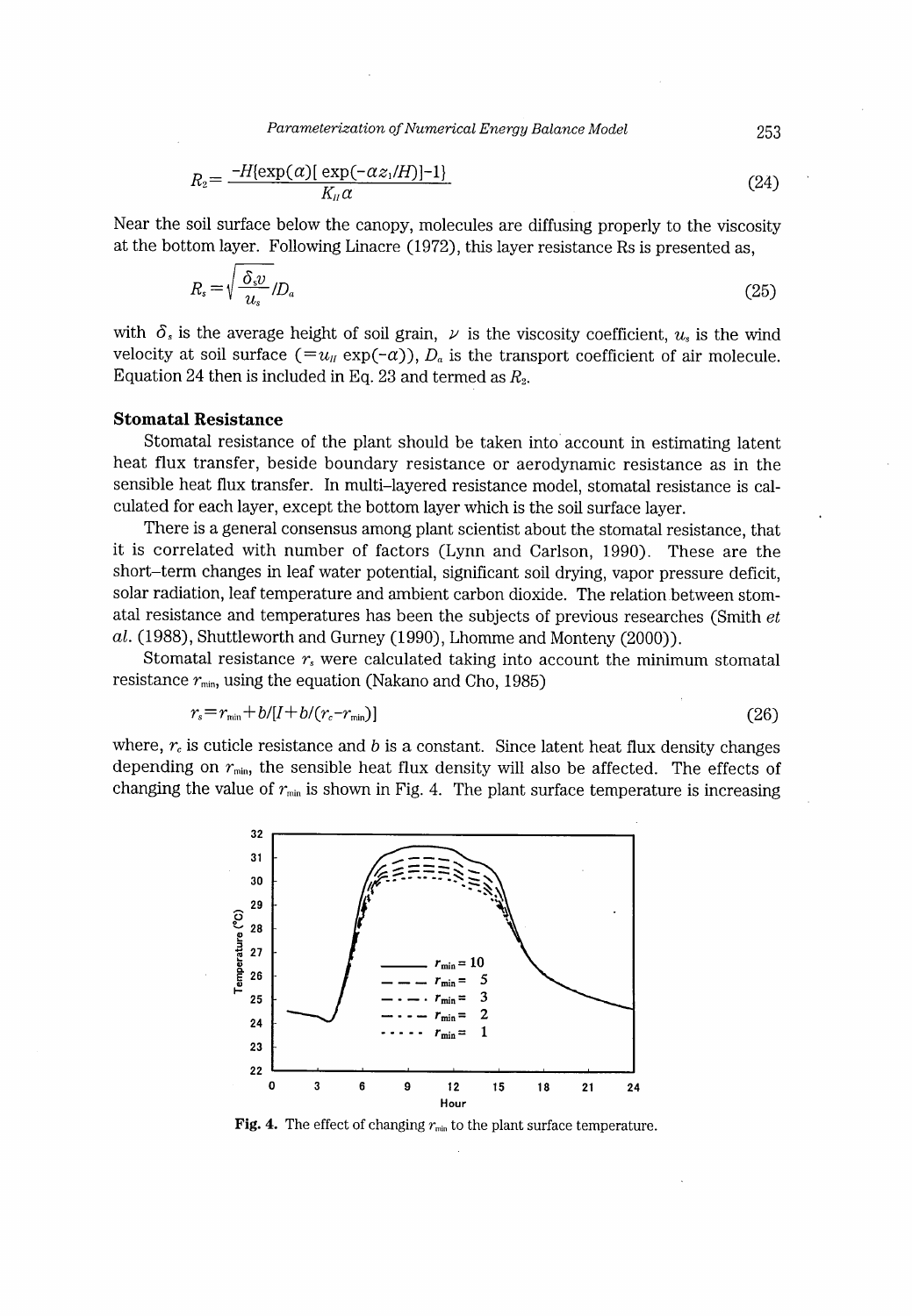$$R_2 = \frac{-H\{\exp(\alpha)[\exp(-\alpha z_1/H)]-1\}}{K_H \alpha} \tag{24}$$

Near the soil surface below the canopy, molecules are diffusing properly to the viscosity at the bottom layer. Following Linacre (1972), this layer resistance Rs is presented as,

$$R_s = \sqrt{\frac{\delta_s \nu}{u_s}} / D_a \tag{25}$$

with $\delta_s$ is the average height of soil grain, $\nu$ is the viscosity coefficient, $u_s$ is the wind velocity at soil surface ($=u_H \exp(-\alpha)$), $D_a$ is the transport coefficient of air molecule. Equation 24 then is included in Eq. 23 and termed as $R_2$.

### Stomatal Resistance

Stomatal resistance of the plant should be taken into account in estimating latent heat flux transfer, beside boundary resistance or aerodynamic resistance as in the sensible heat flux transfer. In multi-layered resistance model, stomatal resistance is calculated for each layer, except the bottom layer which is the soil surface layer.

There is a general consensus among plant scientist about the stomatal resistance, that it is correlated with number of factors (Lynn and Carlson, 1990). These are the short-term changes in leaf water potential, significant soil drying, vapor pressure deficit, solar radiation, leaf temperature and ambient carbon dioxide. The relation between stomatal resistance and temperatures has been the subjects of previous researches (Smith *et al.* (1988), Shuttleworth and Gurney (1990), Lhomme and Monteny (2000)).

Stomatal resistance $r_s$ were calculated taking into account the minimum stomatal resistance $r_{min}$, using the equation (Nakano and Cho, 1985)

$$r_s = r_{min} + b/[I + b/(r_c - r_{min})] \tag{26}$$

where, $r_c$ is cuticle resistance and $b$ is a constant. Since latent heat flux density changes depending on $r_{min}$, the sensible heat flux density will also be affected. The effects of changing the value of $r_{min}$ is shown in Fig. 4. The plant surface temperature is increasing

**Fig. 4.** The effect of changing $r_{min}$ to the plant surface temperature.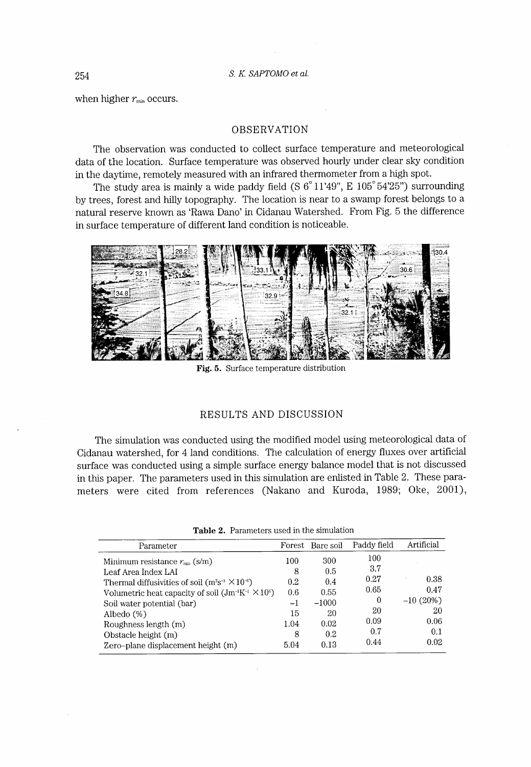when higher $r_{min}$ occurs.

## OBSERVATION

The observation was conducted to collect surface temperature and meteorological data of the location. Surface temperature was observed hourly under clear sky condition in the daytime, remotely measured with an infrared thermometer from a high spot.

The study area is mainly a wide paddy field (S 6° 11'49", E 105° 54'25") surrounding by trees, forest and hilly topography. The location is near to a swamp forest belongs to a natural reserve known as 'Rawa Dano' in Cidanau Watershed. From Fig. 5 the difference in surface temperature of different land condition is noticeable.

**Fig. 5.** Surface temperature distribution

## RESULTS AND DISCUSSION

The simulation was conducted using the modified model using meteorological data of Cidanau watershed, for 4 land conditions. The calculation of energy fluxes over artificial surface was conducted using a simple surface energy balance model that is not discussed in this paper. The parameters used in this simulation are enlisted in Table 2. These parameters were cited from references (Nakano and Kuroda, 1989; Oke, 2001),

**Table 2.** Parameters used in the simulation

| Parameter | Forest | Bare soil | Paddy field | Artificial |
|---|---|---|---|---|
| Minimum resistance $r_{min}$ (s/m) | 100 | 300 | 100 | |
| Leaf Area Index LAI | 8 | 0.5 | 3.7 | |
| Thermal diffusivities of soil ($m^2s^{-1} \times 10^{-6}$) | 0.2 | 0.4 | 0.27 | 0.38 |
| Volumetric heat capacity of soil ($Jm^{-3}K^{-1} \times 10^{6}$) | 0.6 | 0.55 | 0.65 | 0.47 |
| Soil water potential (bar) | −1 | −1000 | 0 | −10 (20%) |
| Albedo (%) | 15 | 20 | 20 | 20 |
| Roughness length (m) | 1.04 | 0.02 | 0.09 | 0.06 |
| Obstacle height (m) | 8 | 0.2 | 0.7 | 0.1 |
| Zero-plane displacement height (m) | 5.04 | 0.13 | 0.44 | 0.02 |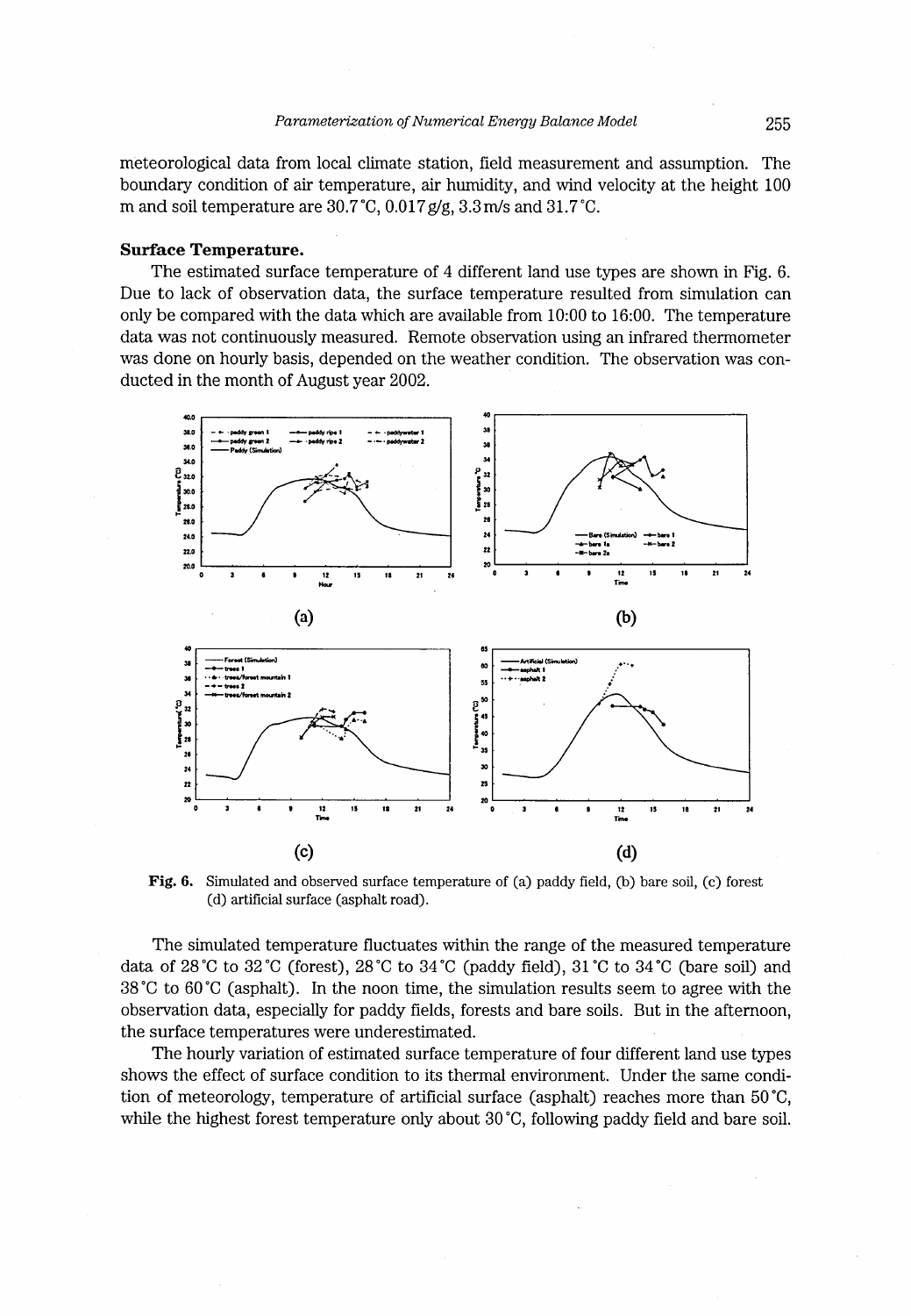meteorological data from local climate station, field measurement and assumption. The boundary condition of air temperature, air humidity, and wind velocity at the height 100 m and soil temperature are 30.7°C, 0.017 g/g, 3.3 m/s and 31.7°C.

**Surface Temperature.**

The estimated surface temperature of 4 different land use types are shown in Fig. 6. Due to lack of observation data, the surface temperature resulted from simulation can only be compared with the data which are available from 10:00 to 16:00. The temperature data was not continuously measured. Remote observation using an infrared thermometer was done on hourly basis, depended on the weather condition. The observation was conducted in the month of August year 2002.

**Fig. 6.** Simulated and observed surface temperature of (a) paddy field, (b) bare soil, (c) forest (d) artificial surface (asphalt road).

The simulated temperature fluctuates within the range of the measured temperature data of 28°C to 32°C (forest), 28°C to 34°C (paddy field), 31°C to 34°C (bare soil) and 38°C to 60°C (asphalt). In the noon time, the simulation results seem to agree with the observation data, especially for paddy fields, forests and bare soils. But in the afternoon, the surface temperatures were underestimated.

The hourly variation of estimated surface temperature of four different land use types shows the effect of surface condition to its thermal environment. Under the same condition of meteorology, temperature of artificial surface (asphalt) reaches more than 50°C, while the highest forest temperature only about 30°C, following paddy field and bare soil.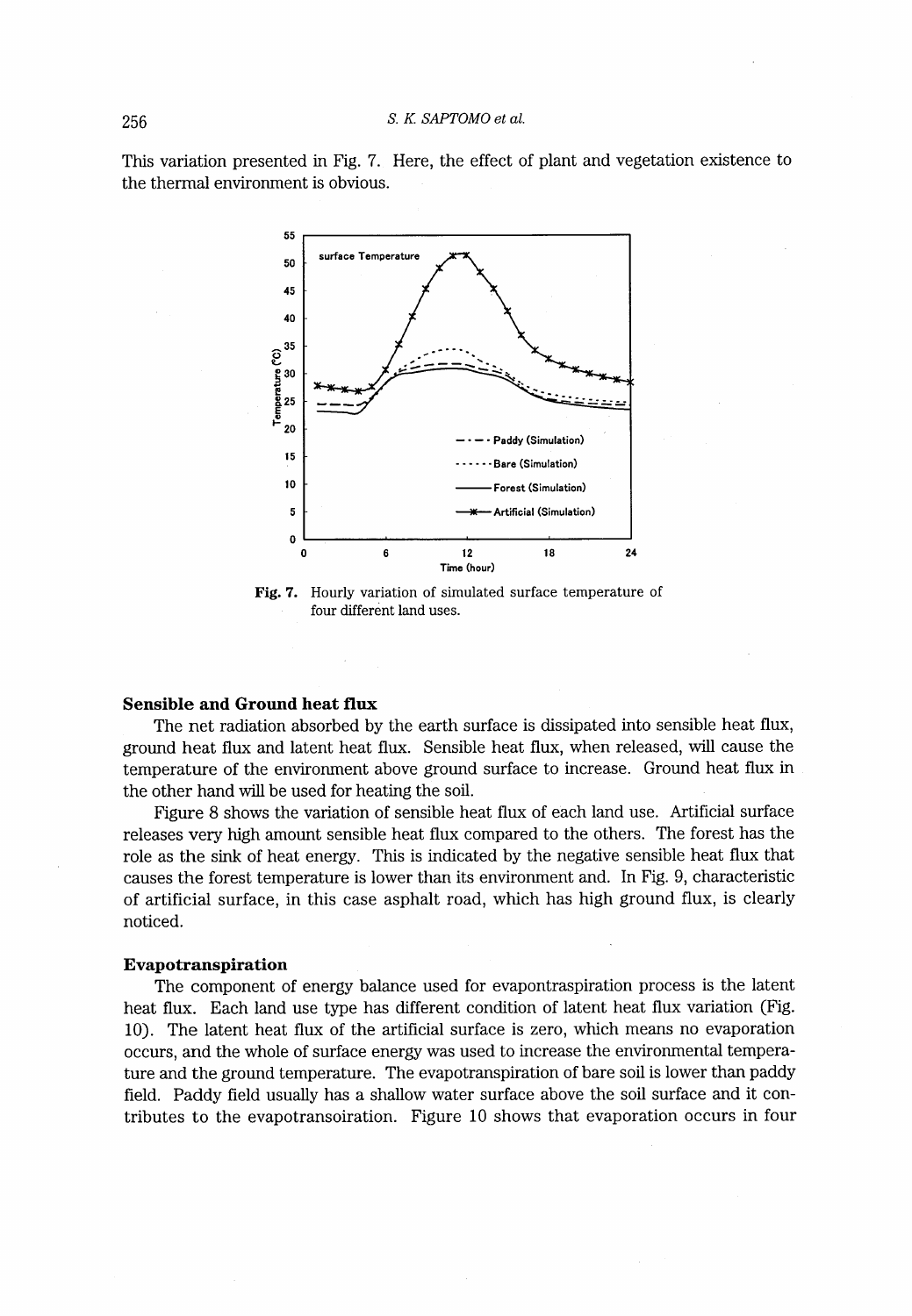This variation presented in Fig. 7. Here, the effect of plant and vegetation existence to the thermal environment is obvious.

**Fig. 7.** Hourly variation of simulated surface temperature of four different land uses.

### Sensible and Ground heat flux

The net radiation absorbed by the earth surface is dissipated into sensible heat flux, ground heat flux and latent heat flux. Sensible heat flux, when released, will cause the temperature of the environment above ground surface to increase. Ground heat flux in the other hand will be used for heating the soil.

Figure 8 shows the variation of sensible heat flux of each land use. Artificial surface releases very high amount sensible heat flux compared to the others. The forest has the role as the sink of heat energy. This is indicated by the negative sensible heat flux that causes the forest temperature is lower than its environment and. In Fig. 9, characteristic of artificial surface, in this case asphalt road, which has high ground flux, is clearly noticed.

### Evapotranspiration

The component of energy balance used for evapontraspiration process is the latent heat flux. Each land use type has different condition of latent heat flux variation (Fig. 10). The latent heat flux of the artificial surface is zero, which means no evaporation occurs, and the whole of surface energy was used to increase the environmental temperature and the ground temperature. The evapotranspiration of bare soil is lower than paddy field. Paddy field usually has a shallow water surface above the soil surface and it contributes to the evapotransoiration. Figure 10 shows that evaporation occurs in four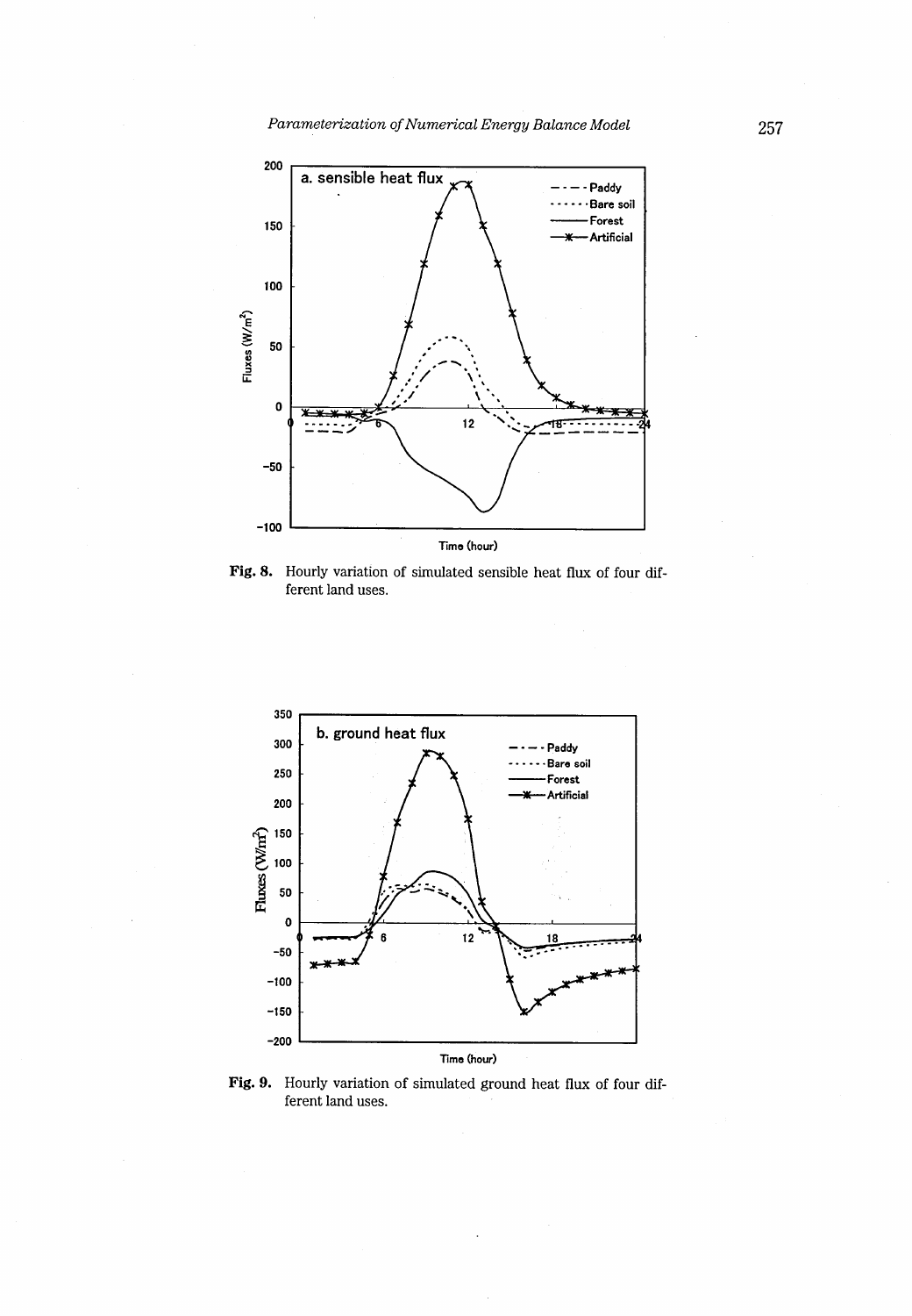Fig. 8. Hourly variation of simulated sensible heat flux of four different land uses.

Fig. 9. Hourly variation of simulated ground heat flux of four different land uses.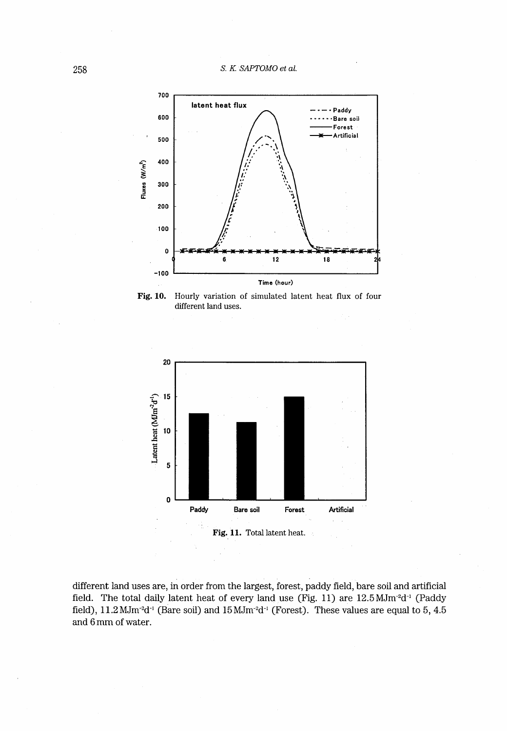Fig. 10. Hourly variation of simulated latent heat flux of four different land uses.

Fig. 11. Total latent heat.

different land uses are, in order from the largest, forest, paddy field, bare soil and artificial field. The total daily latent heat of every land use (Fig. 11) are 12.5 $MJm^{-2}d^{-1}$ (Paddy field), 11.2 $MJm^{-2}d^{-1}$ (Bare soil) and 15 $MJm^{-2}d^{-1}$ (Forest). These values are equal to 5, 4.5 and 6 mm of water.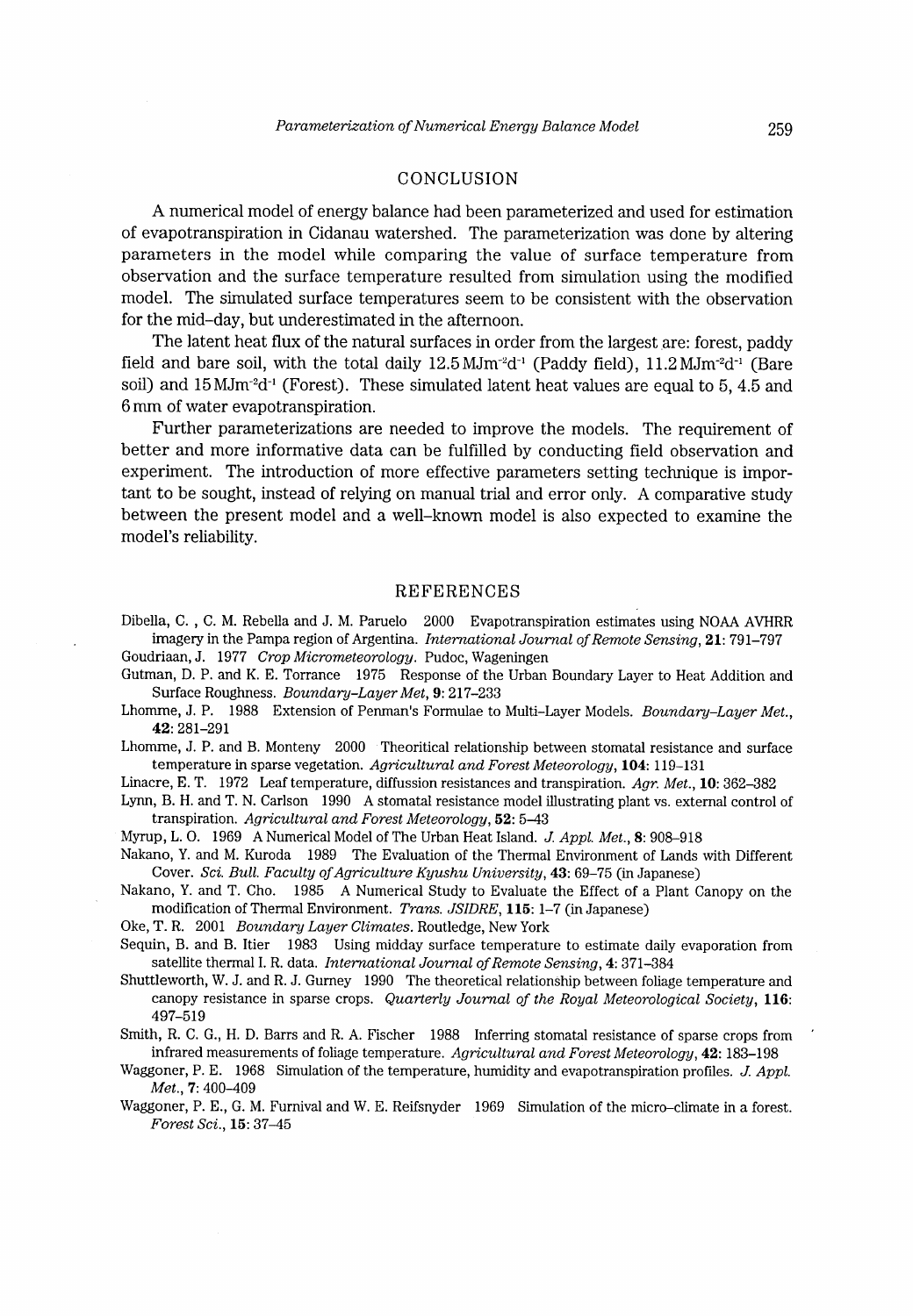## CONCLUSION

A numerical model of energy balance had been parameterized and used for estimation of evapotranspiration in Cidanau watershed. The parameterization was done by altering parameters in the model while comparing the value of surface temperature from observation and the surface temperature resulted from simulation using the modified model. The simulated surface temperatures seem to be consistent with the observation for the mid-day, but underestimated in the afternoon.

The latent heat flux of the natural surfaces in order from the largest are: forest, paddy field and bare soil, with the total daily $12.5\,\mathrm{MJm^{-2}d^{-1}}$ (Paddy field), $11.2\,\mathrm{MJm^{-2}d^{-1}}$ (Bare soil) and $15\,\mathrm{MJm^{-2}d^{-1}}$ (Forest). These simulated latent heat values are equal to 5, 4.5 and 6 mm of water evapotranspiration.

Further parameterizations are needed to improve the models. The requirement of better and more informative data can be fulfilled by conducting field observation and experiment. The introduction of more effective parameters setting technique is important to be sought, instead of relying on manual trial and error only. A comparative study between the present model and a well-known model is also expected to examine the model's reliability.

## REFERENCES

Dibella, C. , C. M. Rebella and J. M. Paruelo 2000 Evapotranspiration estimates using NOAA AVHRR imagery in the Pampa region of Argentina. *International Journal of Remote Sensing*, **21**: 791–797

Goudriaan, J. 1977 *Crop Micrometeorology*. Pudoc, Wageningen

Gutman, D. P. and K. E. Torrance 1975 Response of the Urban Boundary Layer to Heat Addition and Surface Roughness. *Boundary-Layer Met*, **9**: 217–233

Lhomme, J. P. 1988 Extension of Penman's Formulae to Multi-Layer Models. *Boundary-Layer Met.*, **42**: 281–291

Lhomme, J. P. and B. Monteny 2000 Theoritical relationship between stomatal resistance and surface temperature in sparse vegetation. *Agricultural and Forest Meteorology*, **104**: 119–131

Linacre, E. T. 1972 Leaf temperature, diffussion resistances and transpiration. *Agr. Met.*, **10**: 362–382

Lynn, B. H. and T. N. Carlson 1990 A stomatal resistance model illustrating plant vs. external control of transpiration. *Agricultural and Forest Meteorology*, **52**: 5–43

Myrup, L. O. 1969 A Numerical Model of The Urban Heat Island. *J. Appl. Met.*, **8**: 908–918

Nakano, Y. and M. Kuroda 1989 The Evaluation of the Thermal Environment of Lands with Different Cover. *Sci. Bull. Faculty of Agriculture Kyushu University*, **43**: 69–75 (in Japanese)

Nakano, Y. and T. Cho. 1985 A Numerical Study to Evaluate the Effect of a Plant Canopy on the modification of Thermal Environment. *Trans. JSIDRE*, **115**: 1–7 (in Japanese)

Oke, T. R. 2001 *Boundary Layer Climates*. Routledge, New York

Sequin, B. and B. Itier 1983 Using midday surface temperature to estimate daily evaporation from satellite thermal I. R. data. *International Journal of Remote Sensing*, **4**: 371–384

Shuttleworth, W. J. and R. J. Gurney 1990 The theoretical relationship between foliage temperature and canopy resistance in sparse crops. *Quarterly Journal of the Royal Meteorological Society*, **116**: 497–519

Smith, R. C. G., H. D. Barrs and R. A. Fischer 1988 Inferring stomatal resistance of sparse crops from infrared measurements of foliage temperature. *Agricultural and Forest Meteorology*, **42**: 183–198

Waggoner, P. E. 1968 Simulation of the temperature, humidity and evapotranspiration profiles. *J. Appl. Met.*, **7**: 400–409

Waggoner, P. E., G. M. Furnival and W. E. Reifsnyder 1969 Simulation of the micro-climate in a forest. *Forest Sci.*, **15**: 37–45